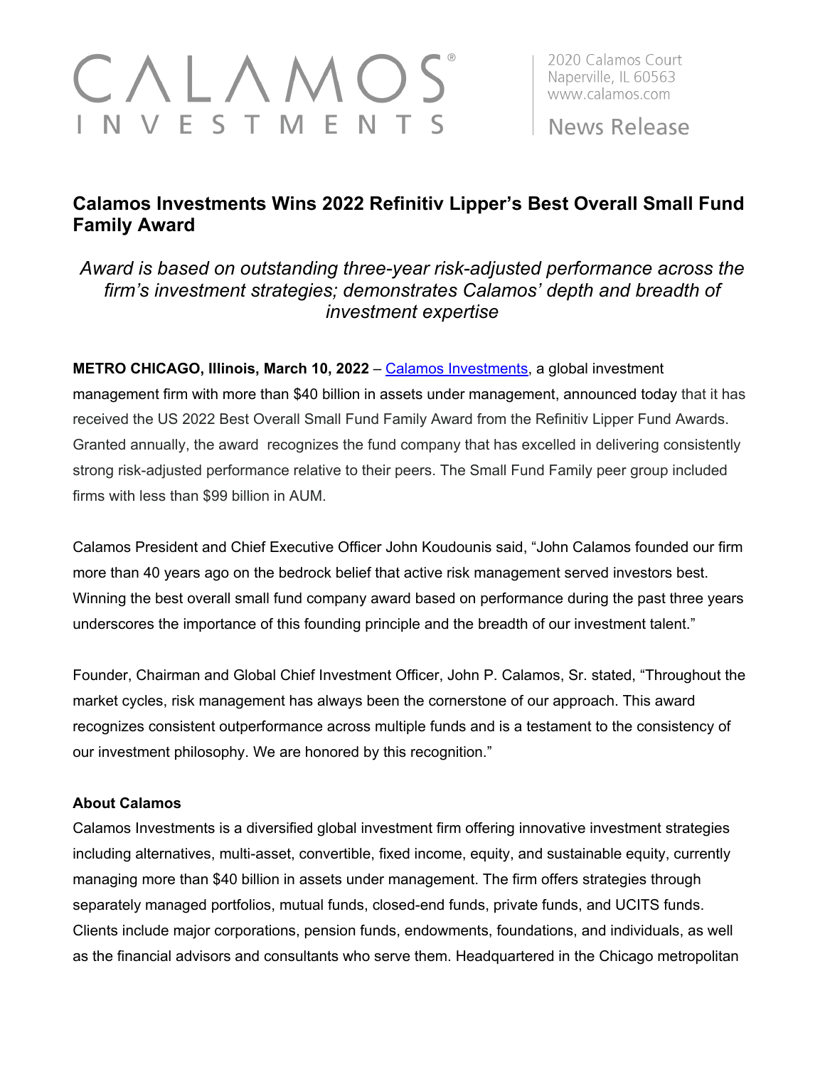CALAMOS® INVESTMENTS

2020 Calamos Court
Naperville, IL 60563
www.calamos.com

News Release

# Calamos Investments Wins 2022 Refinitiv Lipper's Best Overall Small Fund Family Award

*Award is based on outstanding three-year risk-adjusted performance across the firm's investment strategies; demonstrates Calamos' depth and breadth of investment expertise*

**METRO CHICAGO, Illinois, March 10, 2022** – Calamos Investments, a global investment management firm with more than $40 billion in assets under management, announced today that it has received the US 2022 Best Overall Small Fund Family Award from the Refinitiv Lipper Fund Awards. Granted annually, the award recognizes the fund company that has excelled in delivering consistently strong risk-adjusted performance relative to their peers. The Small Fund Family peer group included firms with less than $99 billion in AUM.

Calamos President and Chief Executive Officer John Koudounis said, "John Calamos founded our firm more than 40 years ago on the bedrock belief that active risk management served investors best. Winning the best overall small fund company award based on performance during the past three years underscores the importance of this founding principle and the breadth of our investment talent."

Founder, Chairman and Global Chief Investment Officer, John P. Calamos, Sr. stated, "Throughout the market cycles, risk management has always been the cornerstone of our approach. This award recognizes consistent outperformance across multiple funds and is a testament to the consistency of our investment philosophy. We are honored by this recognition."

**About Calamos**

Calamos Investments is a diversified global investment firm offering innovative investment strategies including alternatives, multi-asset, convertible, fixed income, equity, and sustainable equity, currently managing more than $40 billion in assets under management. The firm offers strategies through separately managed portfolios, mutual funds, closed-end funds, private funds, and UCITS funds. Clients include major corporations, pension funds, endowments, foundations, and individuals, as well as the financial advisors and consultants who serve them. Headquartered in the Chicago metropolitan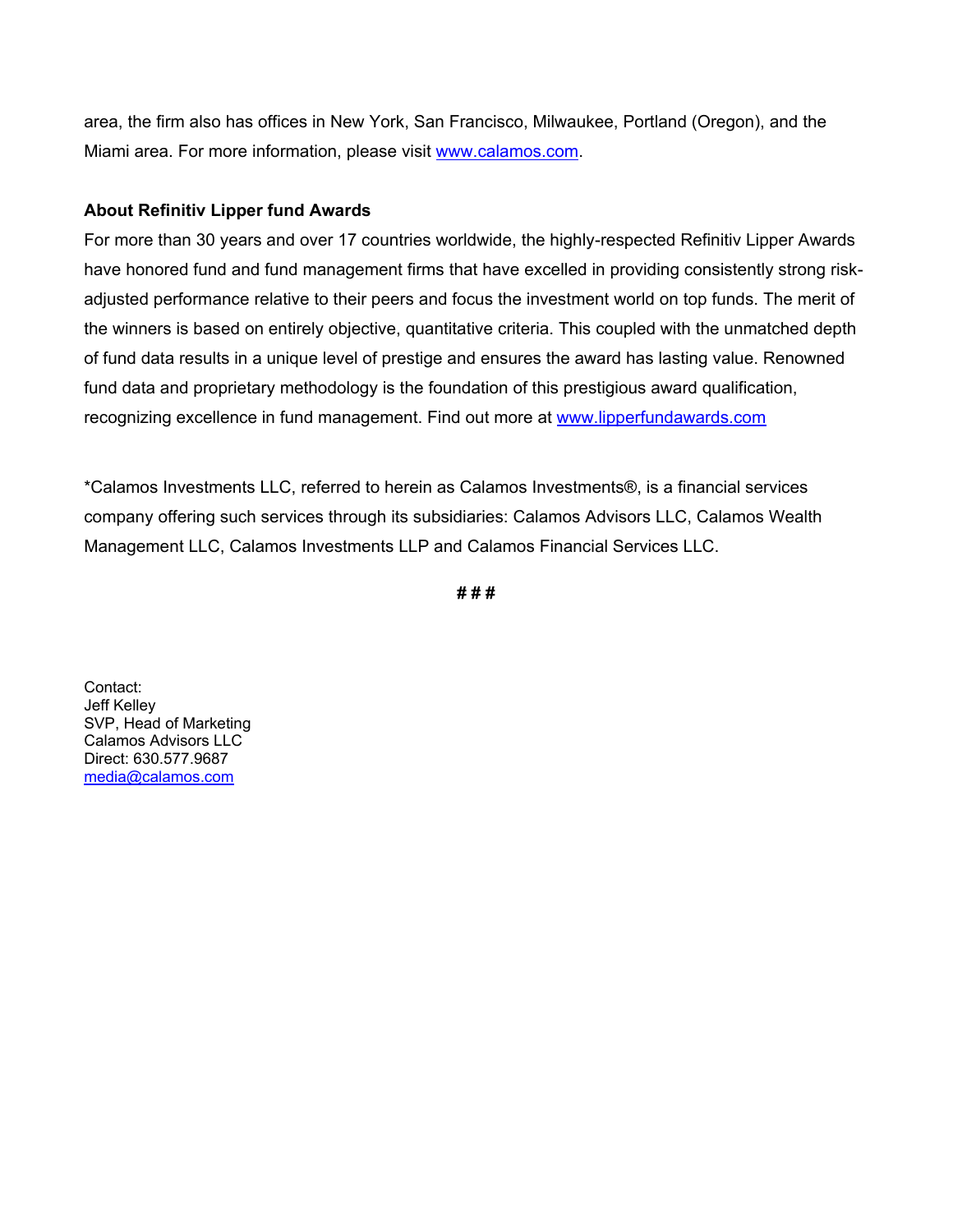area, the firm also has offices in New York, San Francisco, Milwaukee, Portland (Oregon), and the Miami area. For more information, please visit [www.calamos.com](http://www.calamos.com).

**About Refinitiv Lipper fund Awards**

For more than 30 years and over 17 countries worldwide, the highly-respected Refinitiv Lipper Awards have honored fund and fund management firms that have excelled in providing consistently strong risk-adjusted performance relative to their peers and focus the investment world on top funds. The merit of the winners is based on entirely objective, quantitative criteria. This coupled with the unmatched depth of fund data results in a unique level of prestige and ensures the award has lasting value. Renowned fund data and proprietary methodology is the foundation of this prestigious award qualification, recognizing excellence in fund management. Find out more at [www.lipperfundawards.com](http://www.lipperfundawards.com)

*Calamos Investments LLC, referred to herein as Calamos Investments®, is a financial services company offering such services through its subsidiaries: Calamos Advisors LLC, Calamos Wealth Management LLC, Calamos Investments LLP and Calamos Financial Services LLC.

# # #

Contact:
Jeff Kelley
SVP, Head of Marketing
Calamos Advisors LLC
Direct: 630.577.9687
[media@calamos.com](mailto:media@calamos.com)